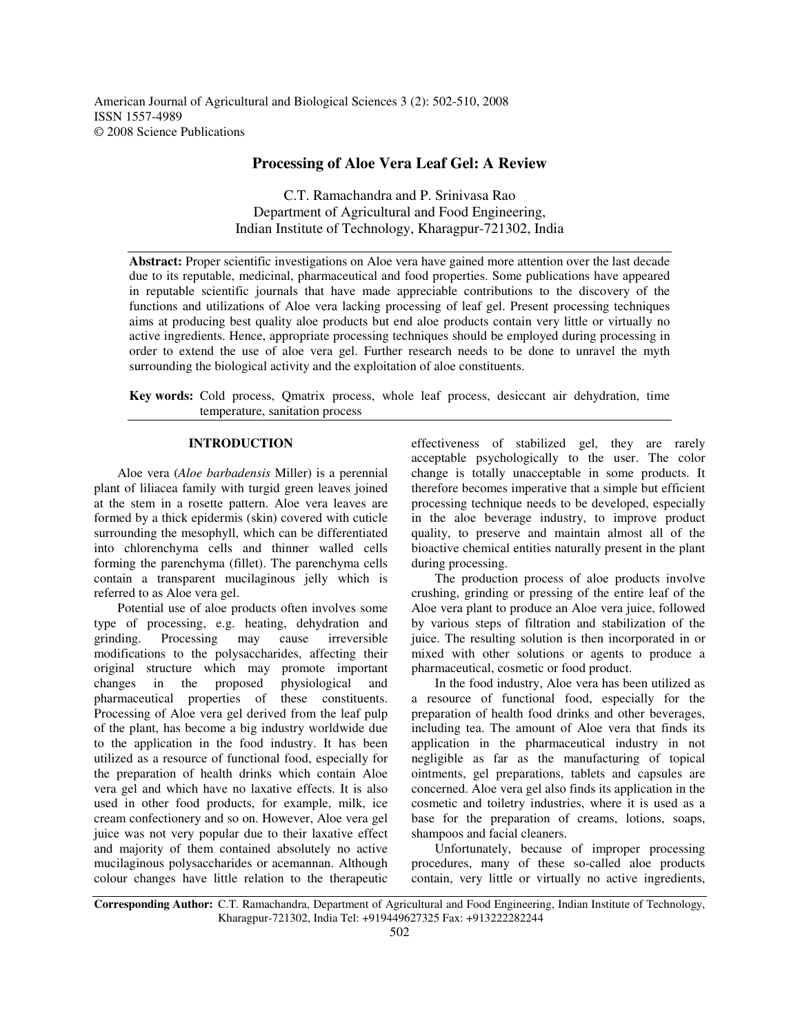American Journal of Agricultural and Biological Sciences 3 (2): 502-510, 2008
ISSN 1557-4989
© 2008 Science Publications

# Processing of Aloe Vera Leaf Gel: A Review

C.T. Ramachandra and P. Srinivasa Rao
Department of Agricultural and Food Engineering,
Indian Institute of Technology, Kharagpur-721302, India

**Abstract:** Proper scientific investigations on Aloe vera have gained more attention over the last decade due to its reputable, medicinal, pharmaceutical and food properties. Some publications have appeared in reputable scientific journals that have made appreciable contributions to the discovery of the functions and utilizations of Aloe vera lacking processing of leaf gel. Present processing techniques aims at producing best quality aloe products but end aloe products contain very little or virtually no active ingredients. Hence, appropriate processing techniques should be employed during processing in order to extend the use of aloe vera gel. Further research needs to be done to unravel the myth surrounding the biological activity and the exploitation of aloe constituents.

**Key words:** Cold process, Qmatrix process, whole leaf process, desiccant air dehydration, time temperature, sanitation process

## INTRODUCTION

Aloe vera (*Aloe barbadensis* Miller) is a perennial plant of liliacea family with turgid green leaves joined at the stem in a rosette pattern. Aloe vera leaves are formed by a thick epidermis (skin) covered with cuticle surrounding the mesophyll, which can be differentiated into chlorenchyma cells and thinner walled cells forming the parenchyma (fillet). The parenchyma cells contain a transparent mucilaginous jelly which is referred to as Aloe vera gel.

Potential use of aloe products often involves some type of processing, e.g. heating, dehydration and grinding. Processing may cause irreversible modifications to the polysaccharides, affecting their original structure which may promote important changes in the proposed physiological and pharmaceutical properties of these constituents. Processing of Aloe vera gel derived from the leaf pulp of the plant, has become a big industry worldwide due to the application in the food industry. It has been utilized as a resource of functional food, especially for the preparation of health drinks which contain Aloe vera gel and which have no laxative effects. It is also used in other food products, for example, milk, ice cream confectionery and so on. However, Aloe vera gel juice was not very popular due to their laxative effect and majority of them contained absolutely no active mucilaginous polysaccharides or acemannan. Although colour changes have little relation to the therapeutic effectiveness of stabilized gel, they are rarely acceptable psychologically to the user. The color change is totally unacceptable in some products. It therefore becomes imperative that a simple but efficient processing technique needs to be developed, especially in the aloe beverage industry, to improve product quality, to preserve and maintain almost all of the bioactive chemical entities naturally present in the plant during processing.

The production process of aloe products involve crushing, grinding or pressing of the entire leaf of the Aloe vera plant to produce an Aloe vera juice, followed by various steps of filtration and stabilization of the juice. The resulting solution is then incorporated in or mixed with other solutions or agents to produce a pharmaceutical, cosmetic or food product.

In the food industry, Aloe vera has been utilized as a resource of functional food, especially for the preparation of health food drinks and other beverages, including tea. The amount of Aloe vera that finds its application in the pharmaceutical industry in not negligible as far as the manufacturing of topical ointments, gel preparations, tablets and capsules are concerned. Aloe vera gel also finds its application in the cosmetic and toiletry industries, where it is used as a base for the preparation of creams, lotions, soaps, shampoos and facial cleaners.

Unfortunately, because of improper processing procedures, many of these so-called aloe products contain, very little or virtually no active ingredients,

**Corresponding Author:** C.T. Ramachandra, Department of Agricultural and Food Engineering, Indian Institute of Technology, Kharagpur-721302, India Tel: +919449627325 Fax: +913222282244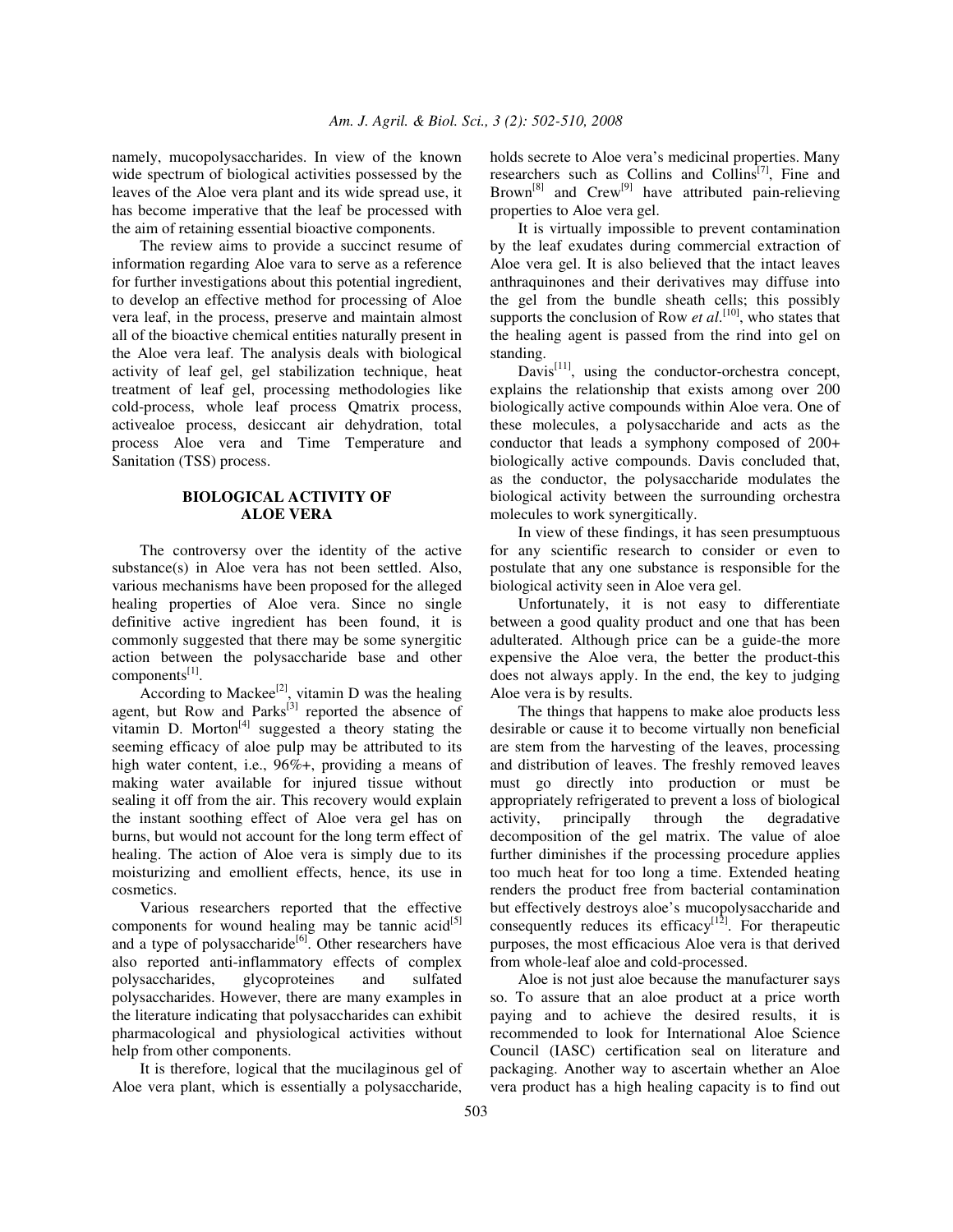namely, mucopolysaccharides. In view of the known wide spectrum of biological activities possessed by the leaves of the Aloe vera plant and its wide spread use, it has become imperative that the leaf be processed with the aim of retaining essential bioactive components.

The review aims to provide a succinct resume of information regarding Aloe vara to serve as a reference for further investigations about this potential ingredient, to develop an effective method for processing of Aloe vera leaf, in the process, preserve and maintain almost all of the bioactive chemical entities naturally present in the Aloe vera leaf. The analysis deals with biological activity of leaf gel, gel stabilization technique, heat treatment of leaf gel, processing methodologies like cold-process, whole leaf process Qmatrix process, activealoe process, desiccant air dehydration, total process Aloe vera and Time Temperature and Sanitation (TSS) process.

## BIOLOGICAL ACTIVITY OF ALOE VERA

The controversy over the identity of the active substance(s) in Aloe vera has not been settled. Also, various mechanisms have been proposed for the alleged healing properties of Aloe vera. Since no single definitive active ingredient has been found, it is commonly suggested that there may be some synergitic action between the polysaccharide base and other components[1].

According to Mackee[2], vitamin D was the healing agent, but Row and Parks[3] reported the absence of vitamin D. Morton[4] suggested a theory stating the seeming efficacy of aloe pulp may be attributed to its high water content, i.e., 96%+, providing a means of making water available for injured tissue without sealing it off from the air. This recovery would explain the instant soothing effect of Aloe vera gel has on burns, but would not account for the long term effect of healing. The action of Aloe vera is simply due to its moisturizing and emollient effects, hence, its use in cosmetics.

Various researchers reported that the effective components for wound healing may be tannic acid[5] and a type of polysaccharide[6]. Other researchers have also reported anti-inflammatory effects of complex polysaccharides, glycoproteines and sulfated polysaccharides. However, there are many examples in the literature indicating that polysaccharides can exhibit pharmacological and physiological activities without help from other components.

It is therefore, logical that the mucilaginous gel of Aloe vera plant, which is essentially a polysaccharide, holds secrete to Aloe vera's medicinal properties. Many researchers such as Collins and Collins[7], Fine and Brown[8] and Crew[9] have attributed pain-relieving properties to Aloe vera gel.

It is virtually impossible to prevent contamination by the leaf exudates during commercial extraction of Aloe vera gel. It is also believed that the intact leaves anthraquinones and their derivatives may diffuse into the gel from the bundle sheath cells; this possibly supports the conclusion of Row *et al*.[10], who states that the healing agent is passed from the rind into gel on standing.

Davis[11], using the conductor-orchestra concept, explains the relationship that exists among over 200 biologically active compounds within Aloe vera. One of these molecules, a polysaccharide and acts as the conductor that leads a symphony composed of 200+ biologically active compounds. Davis concluded that, as the conductor, the polysaccharide modulates the biological activity between the surrounding orchestra molecules to work synergitically.

In view of these findings, it has seen presumptuous for any scientific research to consider or even to postulate that any one substance is responsible for the biological activity seen in Aloe vera gel.

Unfortunately, it is not easy to differentiate between a good quality product and one that has been adulterated. Although price can be a guide-the more expensive the Aloe vera, the better the product-this does not always apply. In the end, the key to judging Aloe vera is by results.

The things that happens to make aloe products less desirable or cause it to become virtually non beneficial are stem from the harvesting of the leaves, processing and distribution of leaves. The freshly removed leaves must go directly into production or must be appropriately refrigerated to prevent a loss of biological activity, principally through the degradative decomposition of the gel matrix. The value of aloe further diminishes if the processing procedure applies too much heat for too long a time. Extended heating renders the product free from bacterial contamination but effectively destroys aloe's mucopolysaccharide and consequently reduces its efficacy[12]. For therapeutic purposes, the most efficacious Aloe vera is that derived from whole-leaf aloe and cold-processed.

Aloe is not just aloe because the manufacturer says so. To assure that an aloe product at a price worth paying and to achieve the desired results, it is recommended to look for International Aloe Science Council (IASC) certification seal on literature and packaging. Another way to ascertain whether an Aloe vera product has a high healing capacity is to find out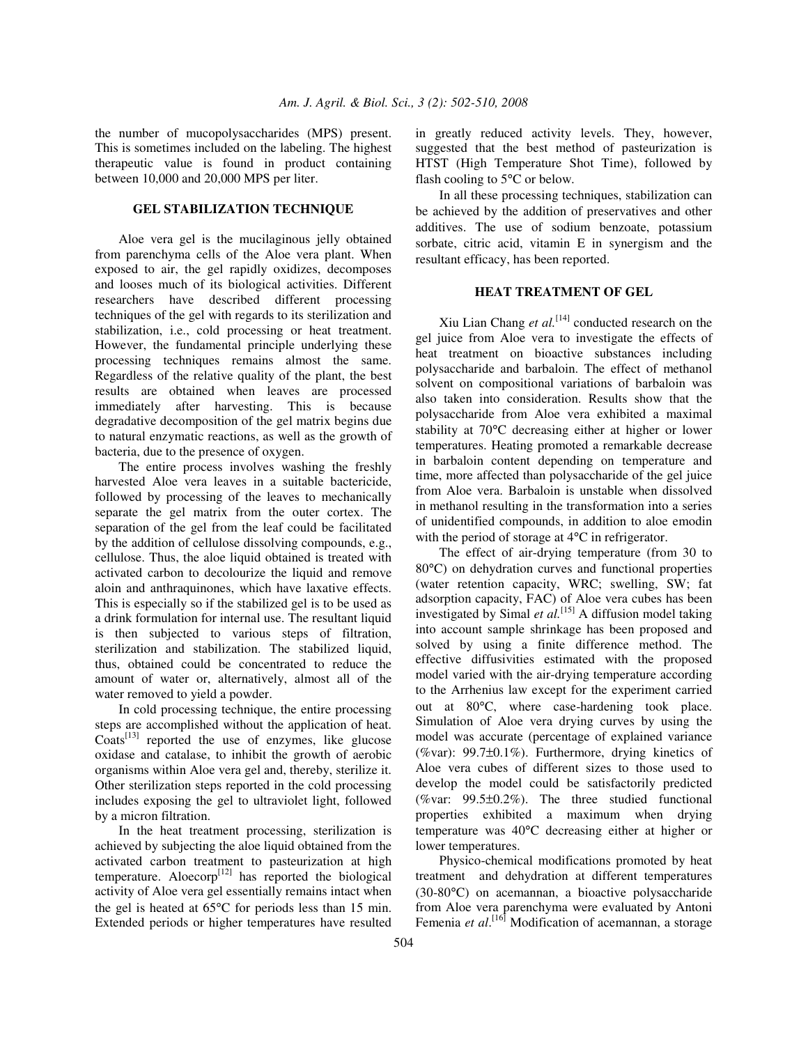the number of mucopolysaccharides (MPS) present. This is sometimes included on the labeling. The highest therapeutic value is found in product containing between 10,000 and 20,000 MPS per liter.

## GEL STABILIZATION TECHNIQUE

Aloe vera gel is the mucilaginous jelly obtained from parenchyma cells of the Aloe vera plant. When exposed to air, the gel rapidly oxidizes, decomposes and looses much of its biological activities. Different researchers have described different processing techniques of the gel with regards to its sterilization and stabilization, i.e., cold processing or heat treatment. However, the fundamental principle underlying these processing techniques remains almost the same. Regardless of the relative quality of the plant, the best results are obtained when leaves are processed immediately after harvesting. This is because degradative decomposition of the gel matrix begins due to natural enzymatic reactions, as well as the growth of bacteria, due to the presence of oxygen.

The entire process involves washing the freshly harvested Aloe vera leaves in a suitable bactericide, followed by processing of the leaves to mechanically separate the gel matrix from the outer cortex. The separation of the gel from the leaf could be facilitated by the addition of cellulose dissolving compounds, e.g., cellulose. Thus, the aloe liquid obtained is treated with activated carbon to decolourize the liquid and remove aloin and anthraquinones, which have laxative effects. This is especially so if the stabilized gel is to be used as a drink formulation for internal use. The resultant liquid is then subjected to various steps of filtration, sterilization and stabilization. The stabilized liquid, thus, obtained could be concentrated to reduce the amount of water or, alternatively, almost all of the water removed to yield a powder.

In cold processing technique, the entire processing steps are accomplished without the application of heat. Coats[13] reported the use of enzymes, like glucose oxidase and catalase, to inhibit the growth of aerobic organisms within Aloe vera gel and, thereby, sterilize it. Other sterilization steps reported in the cold processing includes exposing the gel to ultraviolet light, followed by a micron filtration.

In the heat treatment processing, sterilization is achieved by subjecting the aloe liquid obtained from the activated carbon treatment to pasteurization at high temperature. Aloecorp[12] has reported the biological activity of Aloe vera gel essentially remains intact when the gel is heated at 65°C for periods less than 15 min. Extended periods or higher temperatures have resulted in greatly reduced activity levels. They, however, suggested that the best method of pasteurization is HTST (High Temperature Shot Time), followed by flash cooling to 5°C or below.

In all these processing techniques, stabilization can be achieved by the addition of preservatives and other additives. The use of sodium benzoate, potassium sorbate, citric acid, vitamin E in synergism and the resultant efficacy, has been reported.

## HEAT TREATMENT OF GEL

Xiu Lian Chang *et al.*[14] conducted research on the gel juice from Aloe vera to investigate the effects of heat treatment on bioactive substances including polysaccharide and barbaloin. The effect of methanol solvent on compositional variations of barbaloin was also taken into consideration. Results show that the polysaccharide from Aloe vera exhibited a maximal stability at 70°C decreasing either at higher or lower temperatures. Heating promoted a remarkable decrease in barbaloin content depending on temperature and time, more affected than polysaccharide of the gel juice from Aloe vera. Barbaloin is unstable when dissolved in methanol resulting in the transformation into a series of unidentified compounds, in addition to aloe emodin with the period of storage at 4°C in refrigerator.

The effect of air-drying temperature (from 30 to 80°C) on dehydration curves and functional properties (water retention capacity, WRC; swelling, SW; fat adsorption capacity, FAC) of Aloe vera cubes has been investigated by Simal *et al.*[15] A diffusion model taking into account sample shrinkage has been proposed and solved by using a finite difference method. The effective diffusivities estimated with the proposed model varied with the air-drying temperature according to the Arrhenius law except for the experiment carried out at 80°C, where case-hardening took place. Simulation of Aloe vera drying curves by using the model was accurate (percentage of explained variance (%var): 99.7±0.1%). Furthermore, drying kinetics of Aloe vera cubes of different sizes to those used to develop the model could be satisfactorily predicted (%var: 99.5±0.2%). The three studied functional properties exhibited a maximum when drying temperature was 40°C decreasing either at higher or lower temperatures.

Physico-chemical modifications promoted by heat treatment and dehydration at different temperatures (30-80°C) on acemannan, a bioactive polysaccharide from Aloe vera parenchyma were evaluated by Antoni Femenia *et al.*[16] Modification of acemannan, a storage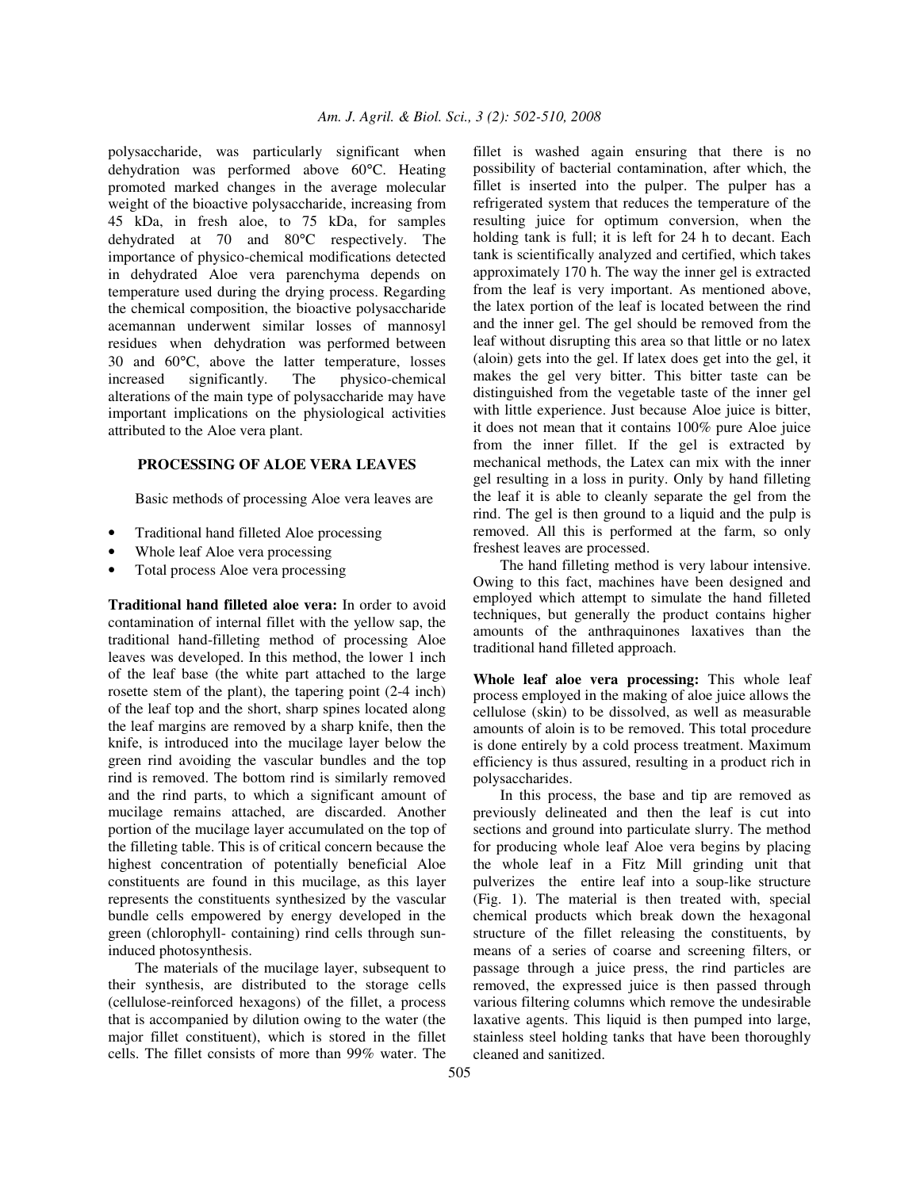polysaccharide, was particularly significant when dehydration was performed above 60°C. Heating promoted marked changes in the average molecular weight of the bioactive polysaccharide, increasing from 45 kDa, in fresh aloe, to 75 kDa, for samples dehydrated at 70 and 80°C respectively. The importance of physico-chemical modifications detected in dehydrated Aloe vera parenchyma depends on temperature used during the drying process. Regarding the chemical composition, the bioactive polysaccharide acemannan underwent similar losses of mannosyl residues when dehydration was performed between 30 and 60°C, above the latter temperature, losses increased significantly. The physico-chemical alterations of the main type of polysaccharide may have important implications on the physiological activities attributed to the Aloe vera plant.

## PROCESSING OF ALOE VERA LEAVES

Basic methods of processing Aloe vera leaves are

- Traditional hand filleted Aloe processing
- Whole leaf Aloe vera processing
- Total process Aloe vera processing

**Traditional hand filleted aloe vera:** In order to avoid contamination of internal fillet with the yellow sap, the traditional hand-filleting method of processing Aloe leaves was developed. In this method, the lower 1 inch of the leaf base (the white part attached to the large rosette stem of the plant), the tapering point (2-4 inch) of the leaf top and the short, sharp spines located along the leaf margins are removed by a sharp knife, then the knife, is introduced into the mucilage layer below the green rind avoiding the vascular bundles and the top rind is removed. The bottom rind is similarly removed and the rind parts, to which a significant amount of mucilage remains attached, are discarded. Another portion of the mucilage layer accumulated on the top of the filleting table. This is of critical concern because the highest concentration of potentially beneficial Aloe constituents are found in this mucilage, as this layer represents the constituents synthesized by the vascular bundle cells empowered by energy developed in the green (chlorophyll- containing) rind cells through sun-induced photosynthesis.

The materials of the mucilage layer, subsequent to their synthesis, are distributed to the storage cells (cellulose-reinforced hexagons) of the fillet, a process that is accompanied by dilution owing to the water (the major fillet constituent), which is stored in the fillet cells. The fillet consists of more than 99% water. The fillet is washed again ensuring that there is no possibility of bacterial contamination, after which, the fillet is inserted into the pulper. The pulper has a refrigerated system that reduces the temperature of the resulting juice for optimum conversion, when the holding tank is full; it is left for 24 h to decant. Each tank is scientifically analyzed and certified, which takes approximately 170 h. The way the inner gel is extracted from the leaf is very important. As mentioned above, the latex portion of the leaf is located between the rind and the inner gel. The gel should be removed from the leaf without disrupting this area so that little or no latex (aloin) gets into the gel. If latex does get into the gel, it makes the gel very bitter. This bitter taste can be distinguished from the vegetable taste of the inner gel with little experience. Just because Aloe juice is bitter, it does not mean that it contains 100% pure Aloe juice from the inner fillet. If the gel is extracted by mechanical methods, the Latex can mix with the inner gel resulting in a loss in purity. Only by hand filleting the leaf it is able to cleanly separate the gel from the rind. The gel is then ground to a liquid and the pulp is removed. All this is performed at the farm, so only freshest leaves are processed.

The hand filleting method is very labour intensive. Owing to this fact, machines have been designed and employed which attempt to simulate the hand filleted techniques, but generally the product contains higher amounts of the anthraquinones laxatives than the traditional hand filleted approach.

**Whole leaf aloe vera processing:** This whole leaf process employed in the making of aloe juice allows the cellulose (skin) to be dissolved, as well as measurable amounts of aloin is to be removed. This total procedure is done entirely by a cold process treatment. Maximum efficiency is thus assured, resulting in a product rich in polysaccharides.

In this process, the base and tip are removed as previously delineated and then the leaf is cut into sections and ground into particulate slurry. The method for producing whole leaf Aloe vera begins by placing the whole leaf in a Fitz Mill grinding unit that pulverizes the entire leaf into a soup-like structure (Fig. 1). The material is then treated with, special chemical products which break down the hexagonal structure of the fillet releasing the constituents, by means of a series of coarse and screening filters, or passage through a juice press, the rind particles are removed, the expressed juice is then passed through various filtering columns which remove the undesirable laxative agents. This liquid is then pumped into large, stainless steel holding tanks that have been thoroughly cleaned and sanitized.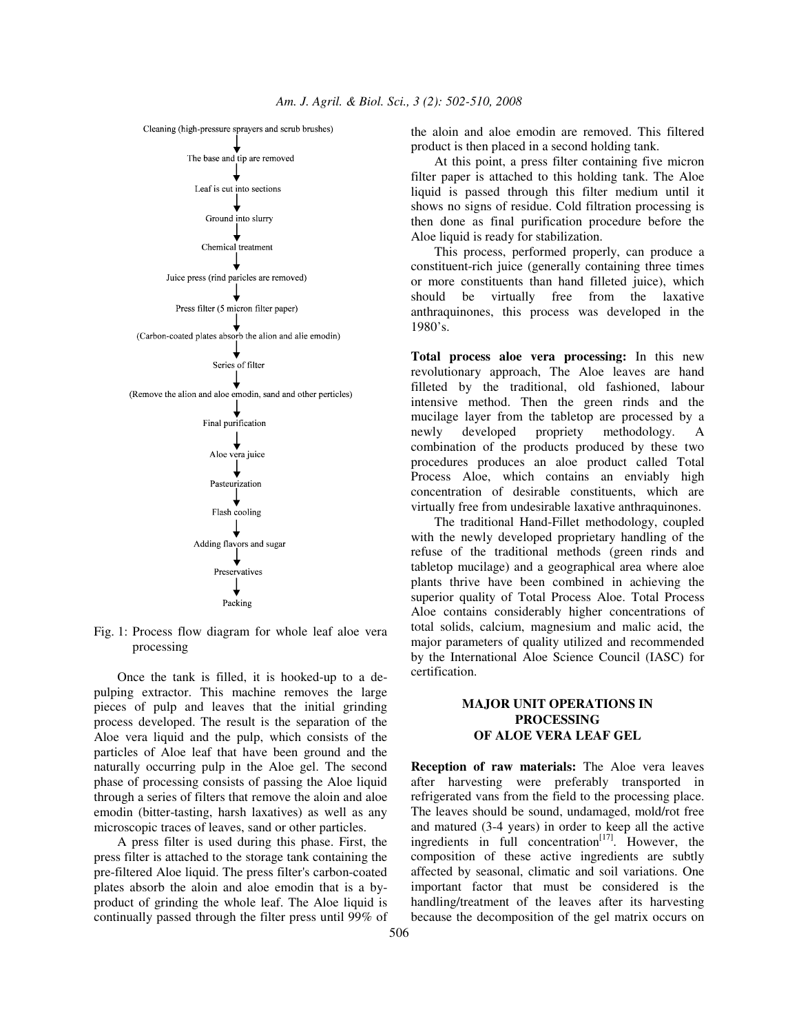Cleaning (high-pressure sprayers and scrub brushes)
↓
The base and tip are removed
↓
Leaf is cut into sections
↓
Ground into slurry
↓
Chemical treatment
↓
Juice press (rind paricles are removed)
↓
Press filter (5 micron filter paper)
↓
(Carbon-coated plates absorb the alion and alie emodin)
↓
Series of filter
↓
(Remove the alion and aloe emodin, sand and other particles)
↓
Final purification
↓
Aloe vera juice
↓
Pasteurization
↓
Flash cooling
↓
Adding flavors and sugar
↓
Preservatives
↓
Packing

Fig. 1: Process flow diagram for whole leaf aloe vera processing

Once the tank is filled, it is hooked-up to a de-pulping extractor. This machine removes the large pieces of pulp and leaves that the initial grinding process developed. The result is the separation of the Aloe vera liquid and the pulp, which consists of the particles of Aloe leaf that have been ground and the naturally occurring pulp in the Aloe gel. The second phase of processing consists of passing the Aloe liquid through a series of filters that remove the aloin and aloe emodin (bitter-tasting, harsh laxatives) as well as any microscopic traces of leaves, sand or other particles.

A press filter is used during this phase. First, the press filter is attached to the storage tank containing the pre-filtered Aloe liquid. The press filter's carbon-coated plates absorb the aloin and aloe emodin that is a by-product of grinding the whole leaf. The Aloe liquid is continually passed through the filter press until 99% of the aloin and aloe emodin are removed. This filtered product is then placed in a second holding tank.

At this point, a press filter containing five micron filter paper is attached to this holding tank. The Aloe liquid is passed through this filter medium until it shows no signs of residue. Cold filtration processing is then done as final purification procedure before the Aloe liquid is ready for stabilization.

This process, performed properly, can produce a constituent-rich juice (generally containing three times or more constituents than hand filleted juice), which should be virtually free from the laxative anthraquinones, this process was developed in the 1980's.

**Total process aloe vera processing:** In this new revolutionary approach, The Aloe leaves are hand filleted by the traditional, old fashioned, labour intensive method. Then the green rinds and the mucilage layer from the tabletop are processed by a newly developed propriety methodology. A combination of the products produced by these two procedures produces an aloe product called Total Process Aloe, which contains an enviably high concentration of desirable constituents, which are virtually free from undesirable laxative anthraquinones.

The traditional Hand-Fillet methodology, coupled with the newly developed proprietary handling of the refuse of the traditional methods (green rinds and tabletop mucilage) and a geographical area where aloe plants thrive have been combined in achieving the superior quality of Total Process Aloe. Total Process Aloe contains considerably higher concentrations of total solids, calcium, magnesium and malic acid, the major parameters of quality utilized and recommended by the International Aloe Science Council (IASC) for certification.

## MAJOR UNIT OPERATIONS IN PROCESSING OF ALOE VERA LEAF GEL

**Reception of raw materials:** The Aloe vera leaves after harvesting were preferably transported in refrigerated vans from the field to the processing place. The leaves should be sound, undamaged, mold/rot free and matured (3-4 years) in order to keep all the active ingredients in full concentration[17]. However, the composition of these active ingredients are subtly affected by seasonal, climatic and soil variations. One important factor that must be considered is the handling/treatment of the leaves after its harvesting because the decomposition of the gel matrix occurs on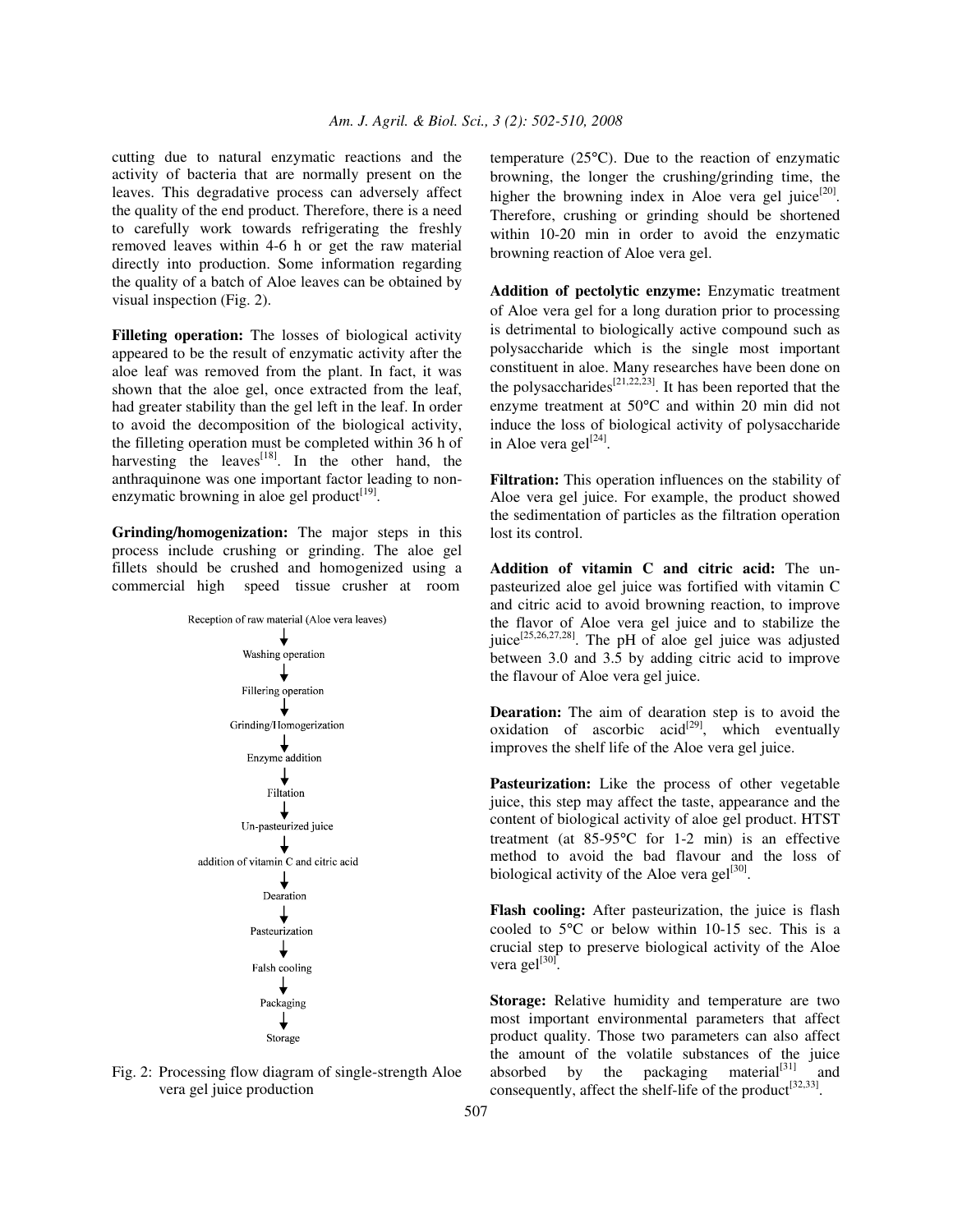cutting due to natural enzymatic reactions and the activity of bacteria that are normally present on the leaves. This degradative process can adversely affect the quality of the end product. Therefore, there is a need to carefully work towards refrigerating the freshly removed leaves within 4-6 h or get the raw material directly into production. Some information regarding the quality of a batch of Aloe leaves can be obtained by visual inspection (Fig. 2).

**Filleting operation:** The losses of biological activity appeared to be the result of enzymatic activity after the aloe leaf was removed from the plant. In fact, it was shown that the aloe gel, once extracted from the leaf, had greater stability than the gel left in the leaf. In order to avoid the decomposition of the biological activity, the filleting operation must be completed within 36 h of harvesting the leaves[18]. In the other hand, the anthraquinone was one important factor leading to non-enzymatic browning in aloe gel product[19].

**Grinding/homogenization:** The major steps in this process include crushing or grinding. The aloe gel fillets should be crushed and homogenized using a commercial high speed tissue crusher at room temperature (25°C). Due to the reaction of enzymatic browning, the longer the crushing/grinding time, the higher the browning index in Aloe vera gel juice[20]. Therefore, crushing or grinding should be shortened within 10-20 min in order to avoid the enzymatic browning reaction of Aloe vera gel.

Reception of raw material (Aloe vera leaves)
↓
Washing operation
↓
Fillering operation
↓
Grinding/Homogerization
↓
Enzyme addition
↓
Filtation
↓
Un-pasteurized juice
↓
addition of vitamin C and citric acid
↓
Dearation
↓
Pasteurization
↓
Falsh cooling
↓
Packaging
↓
Storage

Fig. 2: Processing flow diagram of single-strength Aloe vera gel juice production

**Addition of pectolytic enzyme:** Enzymatic treatment of Aloe vera gel for a long duration prior to processing is detrimental to biologically active compound such as polysaccharide which is the single most important constituent in aloe. Many researches have been done on the polysaccharides[21,22,23]. It has been reported that the enzyme treatment at 50°C and within 20 min did not induce the loss of biological activity of polysaccharide in Aloe vera gel[24].

**Filtration:** This operation influences on the stability of Aloe vera gel juice. For example, the product showed the sedimentation of particles as the filtration operation lost its control.

**Addition of vitamin C and citric acid:** The un-pasteurized aloe gel juice was fortified with vitamin C and citric acid to avoid browning reaction, to improve the flavor of Aloe vera gel juice and to stabilize the juice[25,26,27,28]. The pH of aloe gel juice was adjusted between 3.0 and 3.5 by adding citric acid to improve the flavour of Aloe vera gel juice.

**Dearation:** The aim of dearation step is to avoid the oxidation of ascorbic acid[29], which eventually improves the shelf life of the Aloe vera gel juice.

**Pasteurization:** Like the process of other vegetable juice, this step may affect the taste, appearance and the content of biological activity of aloe gel product. HTST treatment (at 85-95°C for 1-2 min) is an effective method to avoid the bad flavour and the loss of biological activity of the Aloe vera gel[30].

**Flash cooling:** After pasteurization, the juice is flash cooled to 5°C or below within 10-15 sec. This is a crucial step to preserve biological activity of the Aloe vera gel[30].

**Storage:** Relative humidity and temperature are two most important environmental parameters that affect product quality. Those two parameters can also affect the amount of the volatile substances of the juice absorbed by the packaging material[31] and consequently, affect the shelf-life of the product[32,33].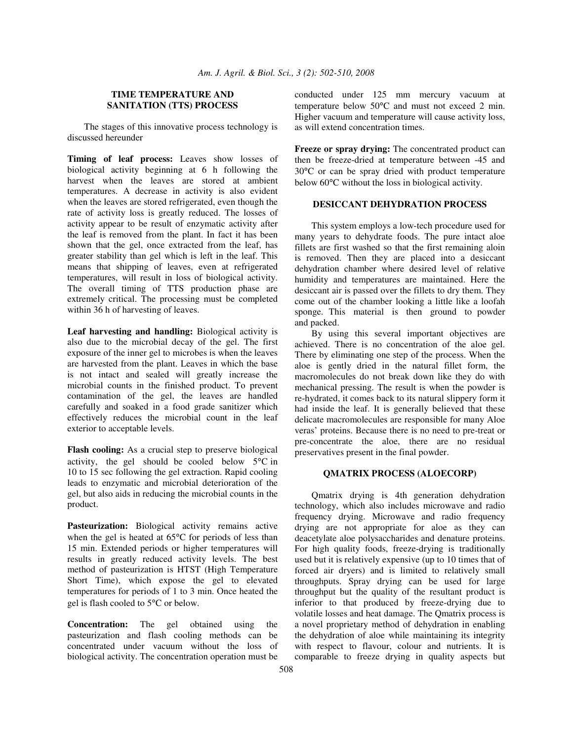## TIME TEMPERATURE AND SANITATION (TTS) PROCESS

The stages of this innovative process technology is discussed hereunder

**Timing of leaf process:** Leaves show losses of biological activity beginning at 6 h following the harvest when the leaves are stored at ambient temperatures. A decrease in activity is also evident when the leaves are stored refrigerated, even though the rate of activity loss is greatly reduced. The losses of activity appear to be result of enzymatic activity after the leaf is removed from the plant. In fact it has been shown that the gel, once extracted from the leaf, has greater stability than gel which is left in the leaf. This means that shipping of leaves, even at refrigerated temperatures, will result in loss of biological activity. The overall timing of TTS production phase are extremely critical. The processing must be completed within 36 h of harvesting of leaves.

**Leaf harvesting and handling:** Biological activity is also due to the microbial decay of the gel. The first exposure of the inner gel to microbes is when the leaves are harvested from the plant. Leaves in which the base is not intact and sealed will greatly increase the microbial counts in the finished product. To prevent contamination of the gel, the leaves are handled carefully and soaked in a food grade sanitizer which effectively reduces the microbial count in the leaf exterior to acceptable levels.

**Flash cooling:** As a crucial step to preserve biological activity, the gel should be cooled below 5°C in 10 to 15 sec following the gel extraction. Rapid cooling leads to enzymatic and microbial deterioration of the gel, but also aids in reducing the microbial counts in the product.

**Pasteurization:** Biological activity remains active when the gel is heated at 65°C for periods of less than 15 min. Extended periods or higher temperatures will results in greatly reduced activity levels. The best method of pasteurization is HTST (High Temperature Short Time), which expose the gel to elevated temperatures for periods of 1 to 3 min. Once heated the gel is flash cooled to 5°C or below.

**Concentration:** The gel obtained using the pasteurization and flash cooling methods can be concentrated under vacuum without the loss of biological activity. The concentration operation must be conducted under 125 mm mercury vacuum at temperature below 50°C and must not exceed 2 min. Higher vacuum and temperature will cause activity loss, as will extend concentration times.

**Freeze or spray drying:** The concentrated product can then be freeze-dried at temperature between -45 and 30°C or can be spray dried with product temperature below 60°C without the loss in biological activity.

## DESICCANT DEHYDRATION PROCESS

This system employs a low-tech procedure used for many years to dehydrate foods. The pure intact aloe fillets are first washed so that the first remaining aloin is removed. Then they are placed into a desiccant dehydration chamber where desired level of relative humidity and temperatures are maintained. Here the desiccant air is passed over the fillets to dry them. They come out of the chamber looking a little like a loofah sponge. This material is then ground to powder and packed.

By using this several important objectives are achieved. There is no concentration of the aloe gel. There by eliminating one step of the process. When the aloe is gently dried in the natural fillet form, the macromolecules do not break down like they do with mechanical pressing. The result is when the powder is re-hydrated, it comes back to its natural slippery form it had inside the leaf. It is generally believed that these delicate macromolecules are responsible for many Aloe veras' proteins. Because there is no need to pre-treat or pre-concentrate the aloe, there are no residual preservatives present in the final powder.

## QMATRIX PROCESS (ALOECORP)

Qmatrix drying is 4th generation dehydration technology, which also includes microwave and radio frequency drying. Microwave and radio frequency drying are not appropriate for aloe as they can deacetylate aloe polysaccharides and denature proteins. For high quality foods, freeze-drying is traditionally used but it is relatively expensive (up to 10 times that of forced air dryers) and is limited to relatively small throughputs. Spray drying can be used for large throughput but the quality of the resultant product is inferior to that produced by freeze-drying due to volatile losses and heat damage. The Qmatrix process is a novel proprietary method of dehydration in enabling the dehydration of aloe while maintaining its integrity with respect to flavour, colour and nutrients. It is comparable to freeze drying in quality aspects but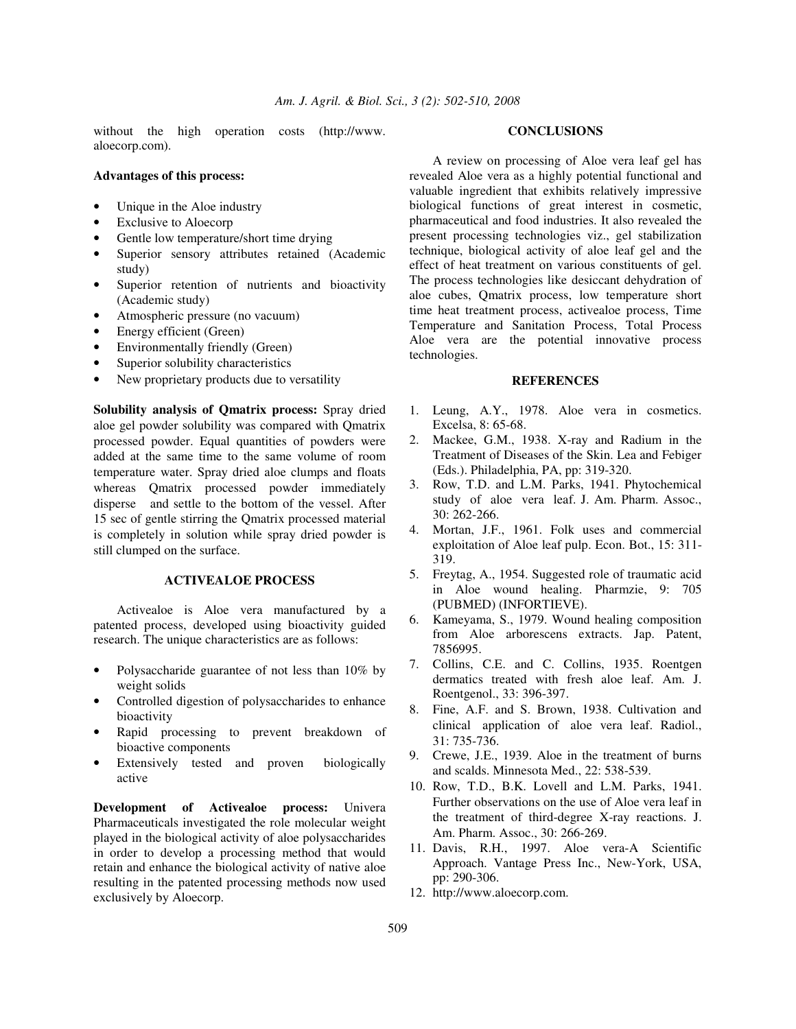without the high operation costs (http://www.aloecorp.com).

**Advantages of this process:**

- Unique in the Aloe industry
- Exclusive to Aloecorp
- Gentle low temperature/short time drying
- Superior sensory attributes retained (Academic study)
- Superior retention of nutrients and bioactivity (Academic study)
- Atmospheric pressure (no vacuum)
- Energy efficient (Green)
- Environmentally friendly (Green)
- Superior solubility characteristics
- New proprietary products due to versatility

**Solubility analysis of Qmatrix process:** Spray dried aloe gel powder solubility was compared with Qmatrix processed powder. Equal quantities of powders were added at the same time to the same volume of room temperature water. Spray dried aloe clumps and floats whereas Qmatrix processed powder immediately disperse and settle to the bottom of the vessel. After 15 sec of gentle stirring the Qmatrix processed material is completely in solution while spray dried powder is still clumped on the surface.

## ACTIVEALOE PROCESS

Activealoe is Aloe vera manufactured by a patented process, developed using bioactivity guided research. The unique characteristics are as follows:

- Polysaccharide guarantee of not less than 10% by weight solids
- Controlled digestion of polysaccharides to enhance bioactivity
- Rapid processing to prevent breakdown of bioactive components
- Extensively tested and proven biologically active

**Development of Activealoe process:** Univera Pharmaceuticals investigated the role molecular weight played in the biological activity of aloe polysaccharides in order to develop a processing method that would retain and enhance the biological activity of native aloe resulting in the patented processing methods now used exclusively by Aloecorp.

## CONCLUSIONS

A review on processing of Aloe vera leaf gel has revealed Aloe vera as a highly potential functional and valuable ingredient that exhibits relatively impressive biological functions of great interest in cosmetic, pharmaceutical and food industries. It also revealed the present processing technologies viz., gel stabilization technique, biological activity of aloe leaf gel and the effect of heat treatment on various constituents of gel. The process technologies like desiccant dehydration of aloe cubes, Qmatrix process, low temperature short time heat treatment process, activealoe process, Time Temperature and Sanitation Process, Total Process Aloe vera are the potential innovative process technologies.

## REFERENCES

1. Leung, A.Y., 1978. Aloe vera in cosmetics. Excelsa, 8: 65-68.
2. Mackee, G.M., 1938. X-ray and Radium in the Treatment of Diseases of the Skin. Lea and Febiger (Eds.). Philadelphia, PA, pp: 319-320.
3. Row, T.D. and L.M. Parks, 1941. Phytochemical study of aloe vera leaf. J. Am. Pharm. Assoc., 30: 262-266.
4. Mortan, J.F., 1961. Folk uses and commercial exploitation of Aloe leaf pulp. Econ. Bot., 15: 311-319.
5. Freytag, A., 1954. Suggested role of traumatic acid in Aloe wound healing. Pharmzie, 9: 705 (PUBMED) (INFORTIEVE).
6. Kameyama, S., 1979. Wound healing composition from Aloe arborescens extracts. Jap. Patent, 7856995.
7. Collins, C.E. and C. Collins, 1935. Roentgen dermatics treated with fresh aloe leaf. Am. J. Roentgenol., 33: 396-397.
8. Fine, A.F. and S. Brown, 1938. Cultivation and clinical application of aloe vera leaf. Radiol., 31: 735-736.
9. Crewe, J.E., 1939. Aloe in the treatment of burns and scalds. Minnesota Med., 22: 538-539.
10. Row, T.D., B.K. Lovell and L.M. Parks, 1941. Further observations on the use of Aloe vera leaf in the treatment of third-degree X-ray reactions. J. Am. Pharm. Assoc., 30: 266-269.
11. Davis, R.H., 1997. Aloe vera-A Scientific Approach. Vantage Press Inc., New-York, USA, pp: 290-306.
12. http://www.aloecorp.com.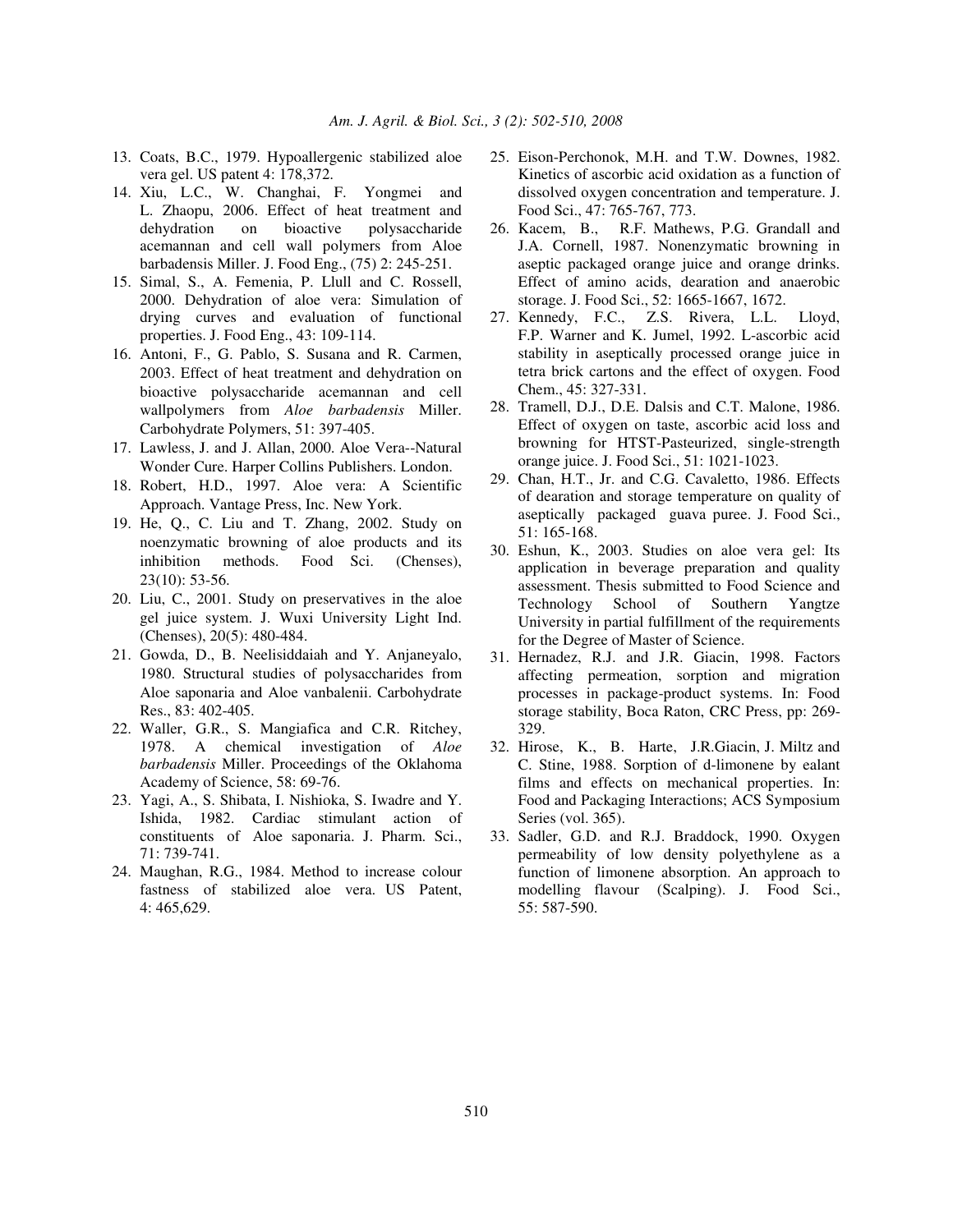13. Coats, B.C., 1979. Hypoallergenic stabilized aloe vera gel. US patent 4: 178,372.
14. Xiu, L.C., W. Changhai, F. Yongmei and L. Zhaopu, 2006. Effect of heat treatment and dehydration on bioactive polysaccharide acemannan and cell wall polymers from Aloe barbadensis Miller. J. Food Eng., (75) 2: 245-251.
15. Simal, S., A. Femenia, P. Llull and C. Rossell, 2000. Dehydration of aloe vera: Simulation of drying curves and evaluation of functional properties. J. Food Eng., 43: 109-114.
16. Antoni, F., G. Pablo, S. Susana and R. Carmen, 2003. Effect of heat treatment and dehydration on bioactive polysaccharide acemannan and cell wallpolymers from *Aloe barbadensis* Miller. Carbohydrate Polymers, 51: 397-405.
17. Lawless, J. and J. Allan, 2000. Aloe Vera--Natural Wonder Cure. Harper Collins Publishers. London.
18. Robert, H.D., 1997. Aloe vera: A Scientific Approach. Vantage Press, Inc. New York.
19. He, Q., C. Liu and T. Zhang, 2002. Study on noenzymatic browning of aloe products and its inhibition methods. Food Sci. (Chenses), 23(10): 53-56.
20. Liu, C., 2001. Study on preservatives in the aloe gel juice system. J. Wuxi University Light Ind. (Chenses), 20(5): 480-484.
21. Gowda, D., B. Neelisiddaiah and Y. Anjaneyalo, 1980. Structural studies of polysaccharides from Aloe saponaria and Aloe vanbalenii. Carbohydrate Res., 83: 402-405.
22. Waller, G.R., S. Mangiafica and C.R. Ritchey, 1978. A chemical investigation of *Aloe barbadensis* Miller. Proceedings of the Oklahoma Academy of Science, 58: 69-76.
23. Yagi, A., S. Shibata, I. Nishioka, S. Iwadre and Y. Ishida, 1982. Cardiac stimulant action of constituents of Aloe saponaria. J. Pharm. Sci., 71: 739-741.
24. Maughan, R.G., 1984. Method to increase colour fastness of stabilized aloe vera. US Patent, 4: 465,629.
25. Eison-Perchonok, M.H. and T.W. Downes, 1982. Kinetics of ascorbic acid oxidation as a function of dissolved oxygen concentration and temperature. J. Food Sci., 47: 765-767, 773.
26. Kacem, B., R.F. Mathews, P.G. Grandall and J.A. Cornell, 1987. Nonenzymatic browning in aseptic packaged orange juice and orange drinks. Effect of amino acids, dearation and anaerobic storage. J. Food Sci., 52: 1665-1667, 1672.
27. Kennedy, F.C., Z.S. Rivera, L.L. Lloyd, F.P. Warner and K. Jumel, 1992. L-ascorbic acid stability in aseptically processed orange juice in tetra brick cartons and the effect of oxygen. Food Chem., 45: 327-331.
28. Tramell, D.J., D.E. Dalsis and C.T. Malone, 1986. Effect of oxygen on taste, ascorbic acid loss and browning for HTST-Pasteurized, single-strength orange juice. J. Food Sci., 51: 1021-1023.
29. Chan, H.T., Jr. and C.G. Cavaletto, 1986. Effects of dearation and storage temperature on quality of aseptically packaged guava puree. J. Food Sci., 51: 165-168.
30. Eshun, K., 2003. Studies on aloe vera gel: Its application in beverage preparation and quality assessment. Thesis submitted to Food Science and Technology School of Southern Yangtze University in partial fulfillment of the requirements for the Degree of Master of Science.
31. Hernadez, R.J. and J.R. Giacin, 1998. Factors affecting permeation, sorption and migration processes in package-product systems. In: Food storage stability, Boca Raton, CRC Press, pp: 269-329.
32. Hirose, K., B. Harte, J.R.Giacin, J. Miltz and C. Stine, 1988. Sorption of d-limonene by ealant films and effects on mechanical properties. In: Food and Packaging Interactions; ACS Symposium Series (vol. 365).
33. Sadler, G.D. and R.J. Braddock, 1990. Oxygen permeability of low density polyethylene as a function of limonene absorption. An approach to modelling flavour (Scalping). J. Food Sci., 55: 587-590.